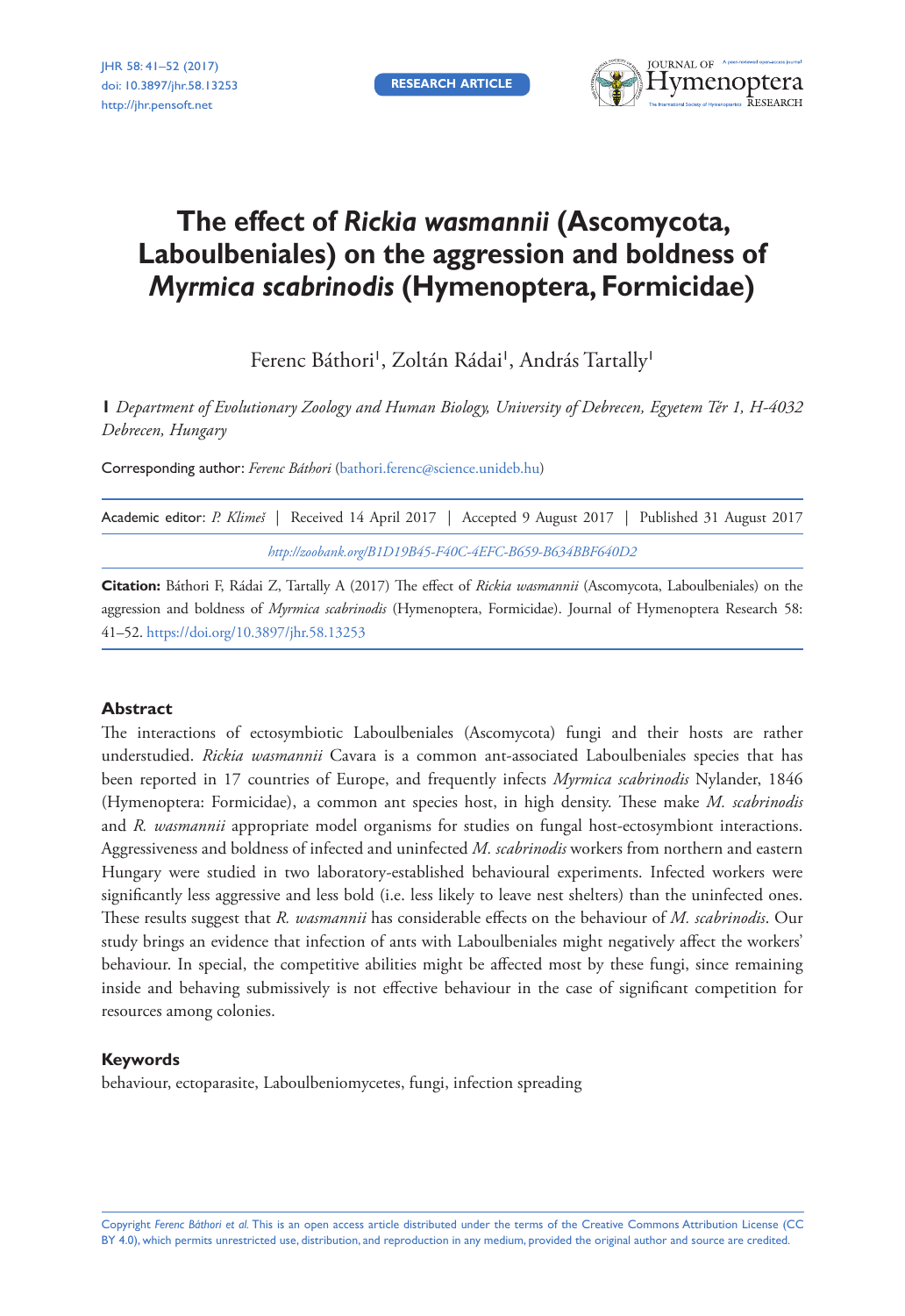RESEARCH ARTICLE

# The effect of *Rickia wasmannii* (Ascomycota, Laboulbeniales) on the aggression and boldness of *Myrmica scabrinodis* (Hymenoptera, Formicidae)

Ferenc Báthori[1], Zoltán Rádai[1], András Tartally[1]

[1] *Department of Evolutionary Zoology and Human Biology, University of Debrecen, Egyetem Tér 1, H-4032 Debrecen, Hungary*

Corresponding author: *Ferenc Báthori* (bathori.ferenc@science.unideb.hu)

Academic editor: *P. Klimeš* | Received 14 April 2017 | Accepted 9 August 2017 | Published 31 August 2017

*http://zoobank.org/B1D19B45-F40C-4EFC-B659-B634BBF640D2*

**Citation:** Báthori F, Rádai Z, Tartally A (2017) The effect of *Rickia wasmannii* (Ascomycota, Laboulbeniales) on the aggression and boldness of *Myrmica scabrinodis* (Hymenoptera, Formicidae). Journal of Hymenoptera Research 58: 41–52. https://doi.org/10.3897/jhr.58.13253

## Abstract

The interactions of ectosymbiotic Laboulbeniales (Ascomycota) fungi and their hosts are rather understudied. *Rickia wasmannii* Cavara is a common ant-associated Laboulbeniales species that has been reported in 17 countries of Europe, and frequently infects *Myrmica scabrinodis* Nylander, 1846 (Hymenoptera: Formicidae), a common ant species host, in high density. These make *M. scabrinodis* and *R. wasmannii* appropriate model organisms for studies on fungal host-ectosymbiont interactions. Aggressiveness and boldness of infected and uninfected *M. scabrinodis* workers from northern and eastern Hungary were studied in two laboratory-established behavioural experiments. Infected workers were significantly less aggressive and less bold (i.e. less likely to leave nest shelters) than the uninfected ones. These results suggest that *R. wasmannii* has considerable effects on the behaviour of *M. scabrinodis*. Our study brings an evidence that infection of ants with Laboulbeniales might negatively affect the workers' behaviour. In special, the competitive abilities might be affected most by these fungi, since remaining inside and behaving submissively is not effective behaviour in the case of significant competition for resources among colonies.

## Keywords

behaviour, ectoparasite, Laboulbeniomycetes, fungi, infection spreading

Copyright *Ferenc Báthori et al.* This is an open access article distributed under the terms of the Creative Commons Attribution License (CC BY 4.0), which permits unrestricted use, distribution, and reproduction in any medium, provided the original author and source are credited.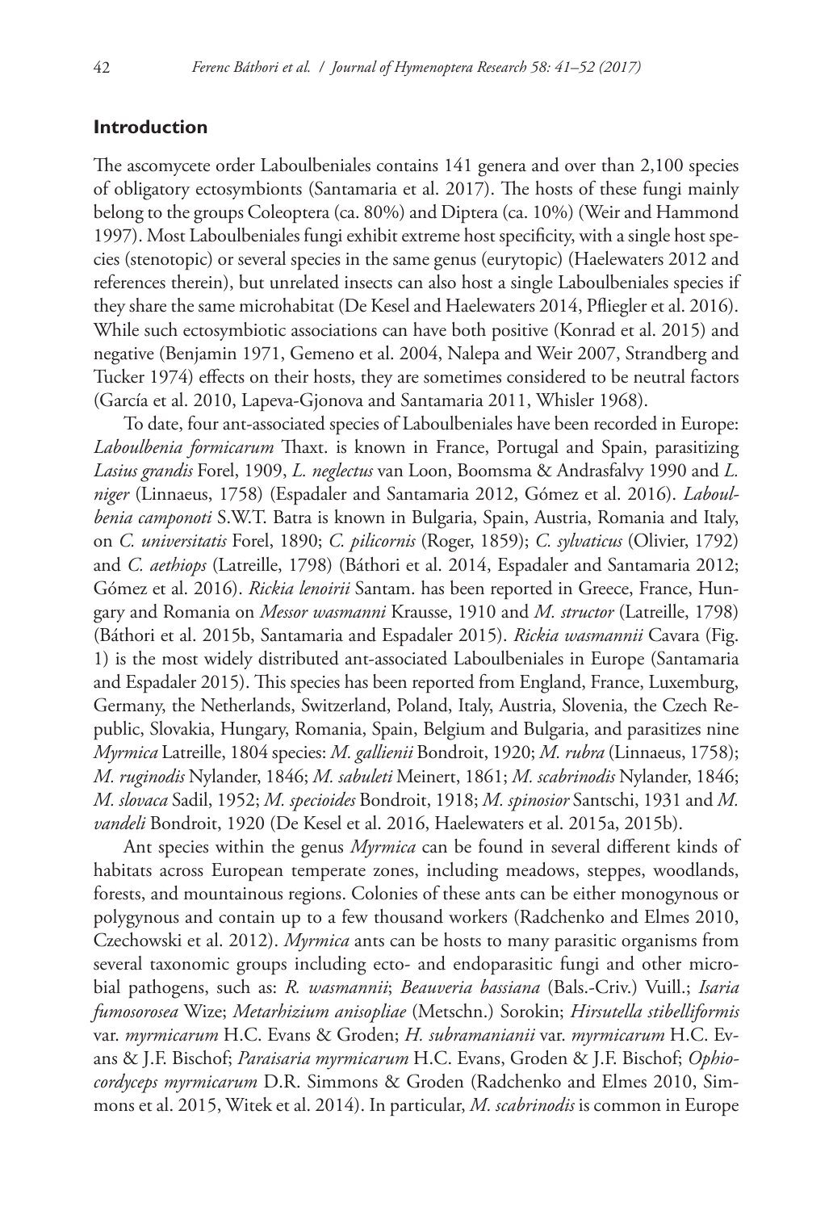## Introduction

The ascomycete order Laboulbeniales contains 141 genera and over than 2,100 species of obligatory ectosymbionts (Santamaria et al. 2017). The hosts of these fungi mainly belong to the groups Coleoptera (ca. 80%) and Diptera (ca. 10%) (Weir and Hammond 1997). Most Laboulbeniales fungi exhibit extreme host specificity, with a single host species (stenotopic) or several species in the same genus (eurytopic) (Haelewaters 2012 and references therein), but unrelated insects can also host a single Laboulbeniales species if they share the same microhabitat (De Kesel and Haelewaters 2014, Pfliegler et al. 2016). While such ectosymbiotic associations can have both positive (Konrad et al. 2015) and negative (Benjamin 1971, Gemeno et al. 2004, Nalepa and Weir 2007, Strandberg and Tucker 1974) effects on their hosts, they are sometimes considered to be neutral factors (García et al. 2010, Lapeva-Gjonova and Santamaria 2011, Whisler 1968).

To date, four ant-associated species of Laboulbeniales have been recorded in Europe: *Laboulbenia formicarum* Thaxt. is known in France, Portugal and Spain, parasitizing *Lasius grandis* Forel, 1909, *L. neglectus* van Loon, Boomsma & Andrasfalvy 1990 and *L. niger* (Linnaeus, 1758) (Espadaler and Santamaria 2012, Gómez et al. 2016). *Laboulbenia camponoti* S.W.T. Batra is known in Bulgaria, Spain, Austria, Romania and Italy, on *C. universitatis* Forel, 1890; *C. pilicornis* (Roger, 1859); *C. sylvaticus* (Olivier, 1792) and *C. aethiops* (Latreille, 1798) (Báthori et al. 2014, Espadaler and Santamaria 2012; Gómez et al. 2016). *Rickia lenoirii* Santam. has been reported in Greece, France, Hungary and Romania on *Messor wasmanni* Krausse, 1910 and *M. structor* (Latreille, 1798) (Báthori et al. 2015b, Santamaria and Espadaler 2015). *Rickia wasmannii* Cavara (Fig. 1) is the most widely distributed ant-associated Laboulbeniales in Europe (Santamaria and Espadaler 2015). This species has been reported from England, France, Luxemburg, Germany, the Netherlands, Switzerland, Poland, Italy, Austria, Slovenia, the Czech Republic, Slovakia, Hungary, Romania, Spain, Belgium and Bulgaria, and parasitizes nine *Myrmica* Latreille, 1804 species: *M. gallienii* Bondroit, 1920; *M. rubra* (Linnaeus, 1758); *M. ruginodis* Nylander, 1846; *M. sabuleti* Meinert, 1861; *M. scabrinodis* Nylander, 1846; *M. slovaca* Sadil, 1952; *M. specioides* Bondroit, 1918; *M. spinosior* Santschi, 1931 and *M. vandeli* Bondroit, 1920 (De Kesel et al. 2016, Haelewaters et al. 2015a, 2015b).

Ant species within the genus *Myrmica* can be found in several different kinds of habitats across European temperate zones, including meadows, steppes, woodlands, forests, and mountainous regions. Colonies of these ants can be either monogynous or polygynous and contain up to a few thousand workers (Radchenko and Elmes 2010, Czechowski et al. 2012). *Myrmica* ants can be hosts to many parasitic organisms from several taxonomic groups including ecto- and endoparasitic fungi and other microbial pathogens, such as: *R. wasmannii*; *Beauveria bassiana* (Bals.-Criv.) Vuill.; *Isaria fumosorosea* Wize; *Metarhizium anisopliae* (Metschn.) Sorokin; *Hirsutella stibelliformis* var. *myrmicarum* H.C. Evans & Groden; *H. subramanianii* var. *myrmicarum* H.C. Evans & J.F. Bischof; *Paraisaria myrmicarum* H.C. Evans, Groden & J.F. Bischof; *Ophiocordyceps myrmicarum* D.R. Simmons & Groden (Radchenko and Elmes 2010, Simmons et al. 2015, Witek et al. 2014). In particular, *M. scabrinodis* is common in Europe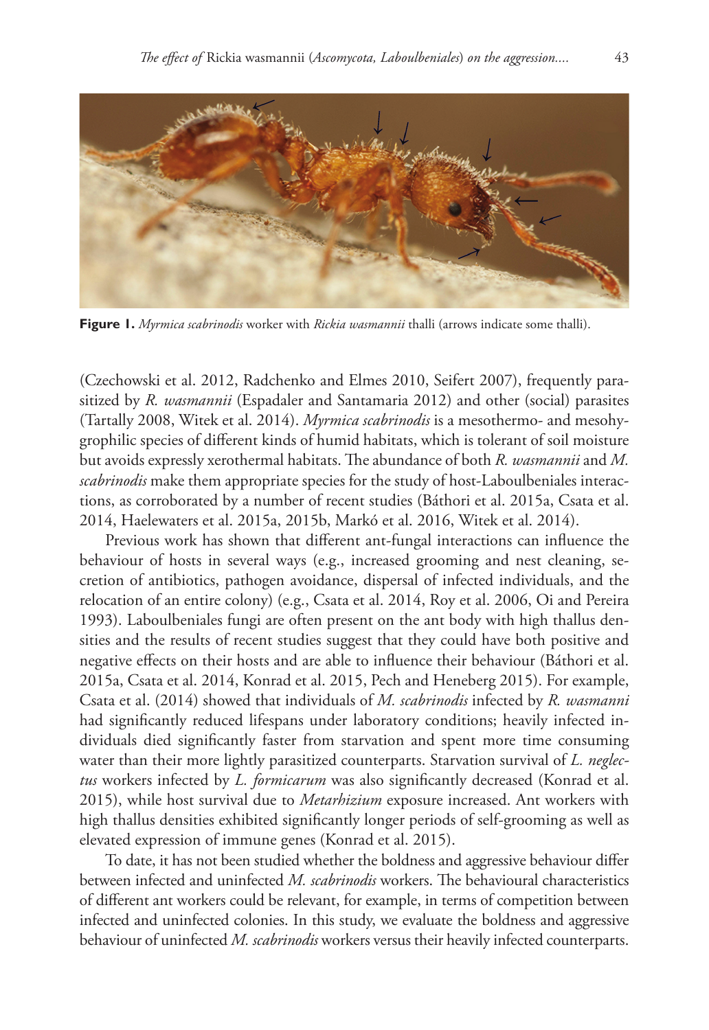**Figure 1.** *Myrmica scabrinodis* worker with *Rickia wasmannii* thalli (arrows indicate some thalli).

(Czechowski et al. 2012, Radchenko and Elmes 2010, Seifert 2007), frequently parasitized by *R. wasmannii* (Espadaler and Santamaria 2012) and other (social) parasites (Tartally 2008, Witek et al. 2014). *Myrmica scabrinodis* is a mesothermo- and mesohygrophilic species of different kinds of humid habitats, which is tolerant of soil moisture but avoids expressly xerothermal habitats. The abundance of both *R. wasmannii* and *M. scabrinodis* make them appropriate species for the study of host-Laboulbeniales interactions, as corroborated by a number of recent studies (Báthori et al. 2015a, Csata et al. 2014, Haelewaters et al. 2015a, 2015b, Markó et al. 2016, Witek et al. 2014).

Previous work has shown that different ant-fungal interactions can influence the behaviour of hosts in several ways (e.g., increased grooming and nest cleaning, secretion of antibiotics, pathogen avoidance, dispersal of infected individuals, and the relocation of an entire colony) (e.g., Csata et al. 2014, Roy et al. 2006, Oi and Pereira 1993). Laboulbeniales fungi are often present on the ant body with high thallus densities and the results of recent studies suggest that they could have both positive and negative effects on their hosts and are able to influence their behaviour (Báthori et al. 2015a, Csata et al. 2014, Konrad et al. 2015, Pech and Heneberg 2015). For example, Csata et al. (2014) showed that individuals of *M. scabrinodis* infected by *R. wasmanni* had significantly reduced lifespans under laboratory conditions; heavily infected individuals died significantly faster from starvation and spent more time consuming water than their more lightly parasitized counterparts. Starvation survival of *L. neglectus* workers infected by *L. formicarum* was also significantly decreased (Konrad et al. 2015), while host survival due to *Metarhizium* exposure increased. Ant workers with high thallus densities exhibited significantly longer periods of self-grooming as well as elevated expression of immune genes (Konrad et al. 2015).

To date, it has not been studied whether the boldness and aggressive behaviour differ between infected and uninfected *M. scabrinodis* workers. The behavioural characteristics of different ant workers could be relevant, for example, in terms of competition between infected and uninfected colonies. In this study, we evaluate the boldness and aggressive behaviour of uninfected *M. scabrinodis* workers versus their heavily infected counterparts.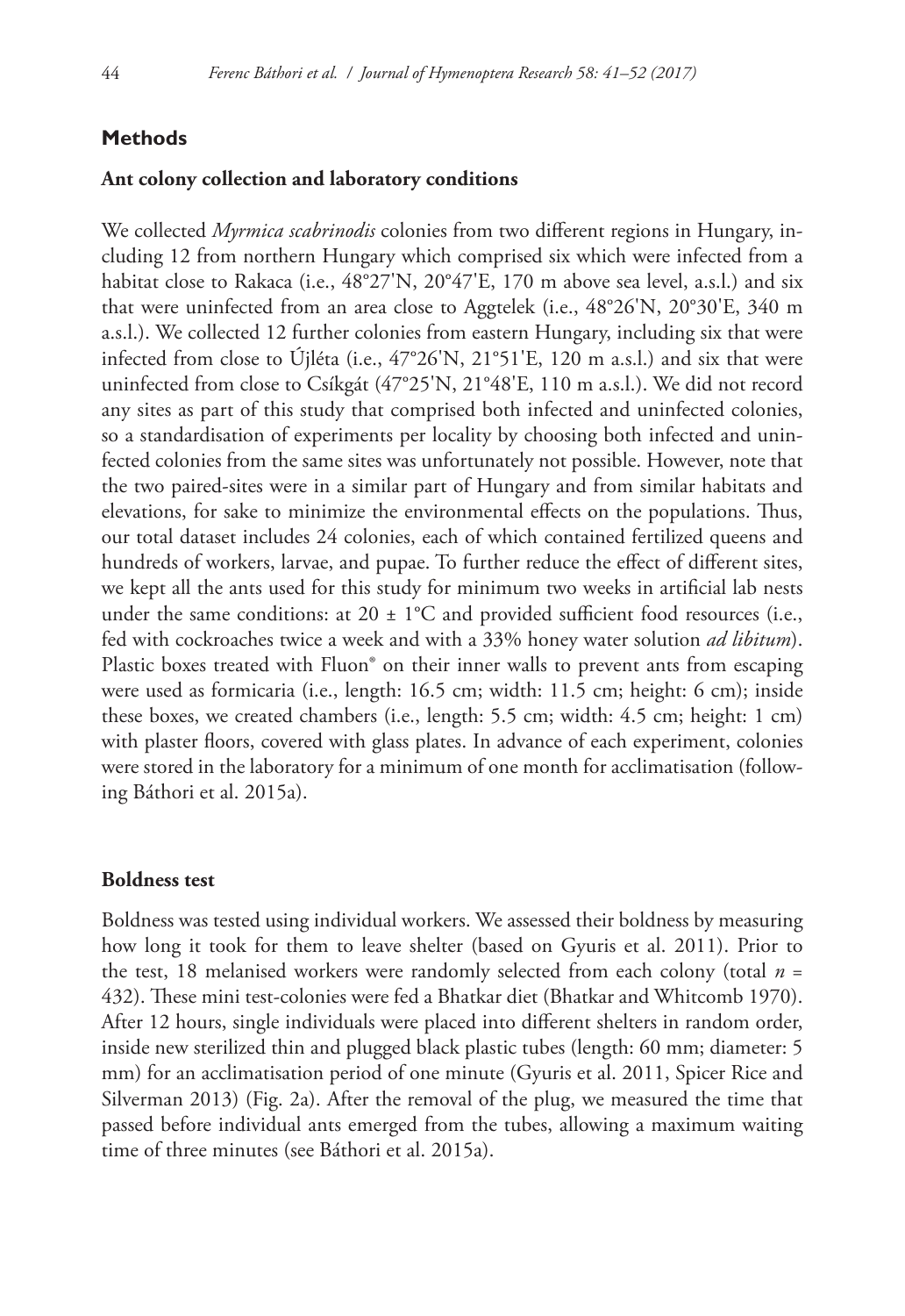## Methods

### Ant colony collection and laboratory conditions

We collected *Myrmica scabrinodis* colonies from two different regions in Hungary, including 12 from northern Hungary which comprised six which were infected from a habitat close to Rakaca (i.e., 48°27'N, 20°47'E, 170 m above sea level, a.s.l.) and six that were uninfected from an area close to Aggtelek (i.e., 48°26'N, 20°30'E, 340 m a.s.l.). We collected 12 further colonies from eastern Hungary, including six that were infected from close to Újléta (i.e., 47°26'N, 21°51'E, 120 m a.s.l.) and six that were uninfected from close to Csíkgát (47°25'N, 21°48'E, 110 m a.s.l.). We did not record any sites as part of this study that comprised both infected and uninfected colonies, so a standardisation of experiments per locality by choosing both infected and uninfected colonies from the same sites was unfortunately not possible. However, note that the two paired-sites were in a similar part of Hungary and from similar habitats and elevations, for sake to minimize the environmental effects on the populations. Thus, our total dataset includes 24 colonies, each of which contained fertilized queens and hundreds of workers, larvae, and pupae. To further reduce the effect of different sites, we kept all the ants used for this study for minimum two weeks in artificial lab nests under the same conditions: at 20 ± 1°C and provided sufficient food resources (i.e., fed with cockroaches twice a week and with a 33% honey water solution *ad libitum*). Plastic boxes treated with Fluon® on their inner walls to prevent ants from escaping were used as formicaria (i.e., length: 16.5 cm; width: 11.5 cm; height: 6 cm); inside these boxes, we created chambers (i.e., length: 5.5 cm; width: 4.5 cm; height: 1 cm) with plaster floors, covered with glass plates. In advance of each experiment, colonies were stored in the laboratory for a minimum of one month for acclimatisation (following Báthori et al. 2015a).

### Boldness test

Boldness was tested using individual workers. We assessed their boldness by measuring how long it took for them to leave shelter (based on Gyuris et al. 2011). Prior to the test, 18 melanised workers were randomly selected from each colony (total $n$ = 432). These mini test-colonies were fed a Bhatkar diet (Bhatkar and Whitcomb 1970). After 12 hours, single individuals were placed into different shelters in random order, inside new sterilized thin and plugged black plastic tubes (length: 60 mm; diameter: 5 mm) for an acclimatisation period of one minute (Gyuris et al. 2011, Spicer Rice and Silverman 2013) (Fig. 2a). After the removal of the plug, we measured the time that passed before individual ants emerged from the tubes, allowing a maximum waiting time of three minutes (see Báthori et al. 2015a).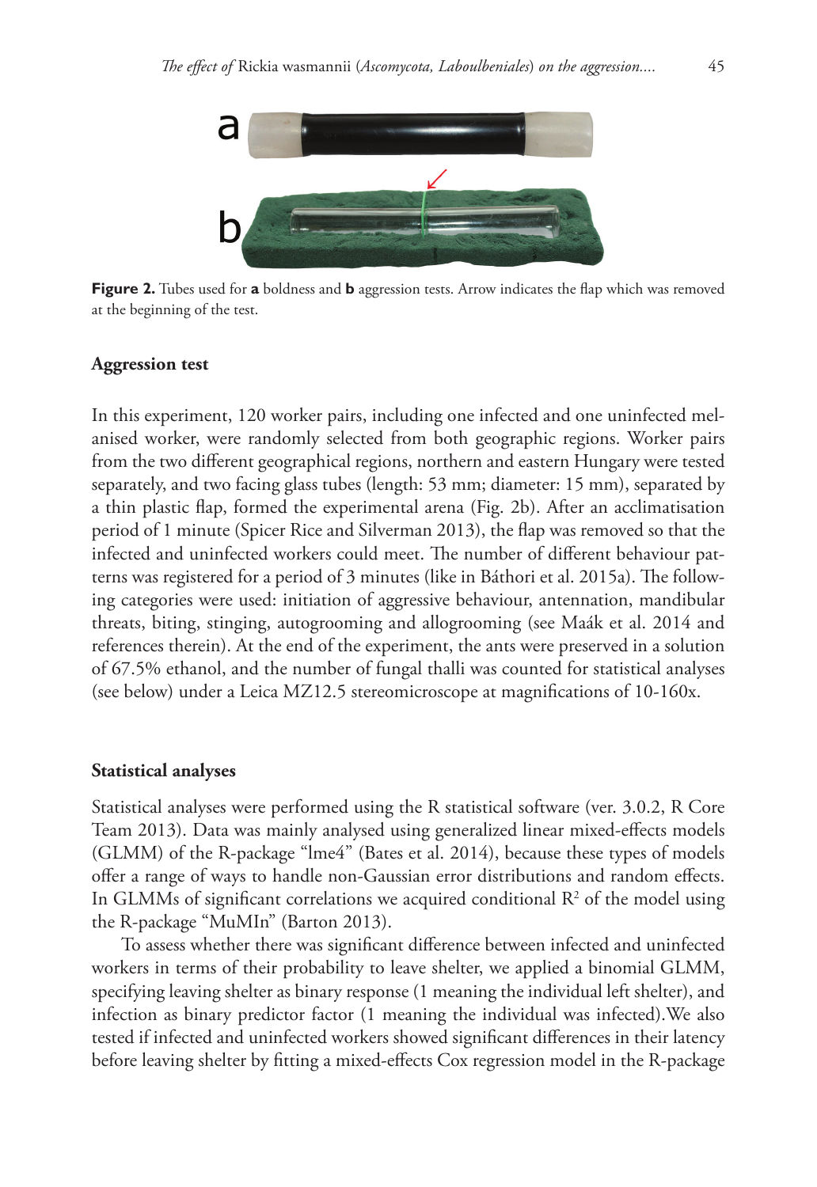**Figure 2.** Tubes used for **a** boldness and **b** aggression tests. Arrow indicates the flap which was removed at the beginning of the test.

### Aggression test

In this experiment, 120 worker pairs, including one infected and one uninfected melanised worker, were randomly selected from both geographic regions. Worker pairs from the two different geographical regions, northern and eastern Hungary were tested separately, and two facing glass tubes (length: 53 mm; diameter: 15 mm), separated by a thin plastic flap, formed the experimental arena (Fig. 2b). After an acclimatisation period of 1 minute (Spicer Rice and Silverman 2013), the flap was removed so that the infected and uninfected workers could meet. The number of different behaviour patterns was registered for a period of 3 minutes (like in Báthori et al. 2015a). The following categories were used: initiation of aggressive behaviour, antennation, mandibular threats, biting, stinging, autogrooming and allogrooming (see Maák et al. 2014 and references therein). At the end of the experiment, the ants were preserved in a solution of 67.5% ethanol, and the number of fungal thalli was counted for statistical analyses (see below) under a Leica MZ12.5 stereomicroscope at magnifications of 10-160x.

### Statistical analyses

Statistical analyses were performed using the R statistical software (ver. 3.0.2, R Core Team 2013). Data was mainly analysed using generalized linear mixed-effects models (GLMM) of the R-package "lme4" (Bates et al. 2014), because these types of models offer a range of ways to handle non-Gaussian error distributions and random effects. In GLMMs of significant correlations we acquired conditional $R^2$ of the model using the R-package "MuMIn" (Barton 2013).

To assess whether there was significant difference between infected and uninfected workers in terms of their probability to leave shelter, we applied a binomial GLMM, specifying leaving shelter as binary response (1 meaning the individual left shelter), and infection as binary predictor factor (1 meaning the individual was infected).We also tested if infected and uninfected workers showed significant differences in their latency before leaving shelter by fitting a mixed-effects Cox regression model in the R-package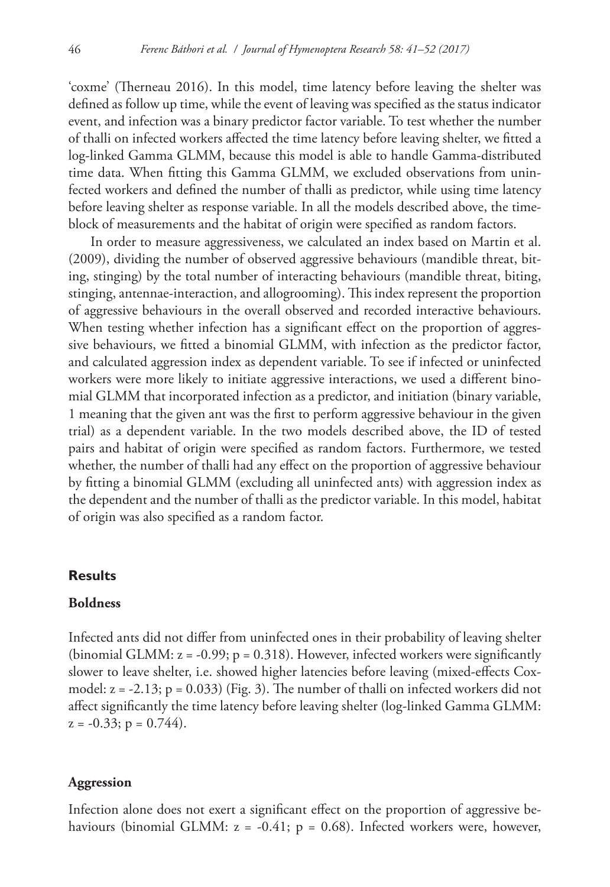'coxme' (Therneau 2016). In this model, time latency before leaving the shelter was defined as follow up time, while the event of leaving was specified as the status indicator event, and infection was a binary predictor factor variable. To test whether the number of thalli on infected workers affected the time latency before leaving shelter, we fitted a log-linked Gamma GLMM, because this model is able to handle Gamma-distributed time data. When fitting this Gamma GLMM, we excluded observations from uninfected workers and defined the number of thalli as predictor, while using time latency before leaving shelter as response variable. In all the models described above, the time-block of measurements and the habitat of origin were specified as random factors.

In order to measure aggressiveness, we calculated an index based on Martin et al. (2009), dividing the number of observed aggressive behaviours (mandible threat, biting, stinging) by the total number of interacting behaviours (mandible threat, biting, stinging, antennae-interaction, and allogrooming). This index represent the proportion of aggressive behaviours in the overall observed and recorded interactive behaviours. When testing whether infection has a significant effect on the proportion of aggressive behaviours, we fitted a binomial GLMM, with infection as the predictor factor, and calculated aggression index as dependent variable. To see if infected or uninfected workers were more likely to initiate aggressive interactions, we used a different binomial GLMM that incorporated infection as a predictor, and initiation (binary variable, 1 meaning that the given ant was the first to perform aggressive behaviour in the given trial) as a dependent variable. In the two models described above, the ID of tested pairs and habitat of origin were specified as random factors. Furthermore, we tested whether, the number of thalli had any effect on the proportion of aggressive behaviour by fitting a binomial GLMM (excluding all uninfected ants) with aggression index as the dependent and the number of thalli as the predictor variable. In this model, habitat of origin was also specified as a random factor.

## Results

### Boldness

Infected ants did not differ from uninfected ones in their probability of leaving shelter (binomial GLMM: $z = -0.99$; $p = 0.318$). However, infected workers were significantly slower to leave shelter, i.e. showed higher latencies before leaving (mixed-effects Cox-model: $z = -2.13$; $p = 0.033$) (Fig. 3). The number of thalli on infected workers did not affect significantly the time latency before leaving shelter (log-linked Gamma GLMM: $z = -0.33$; $p = 0.744$).

### Aggression

Infection alone does not exert a significant effect on the proportion of aggressive behaviours (binomial GLMM: $z = -0.41$; $p = 0.68$). Infected workers were, however,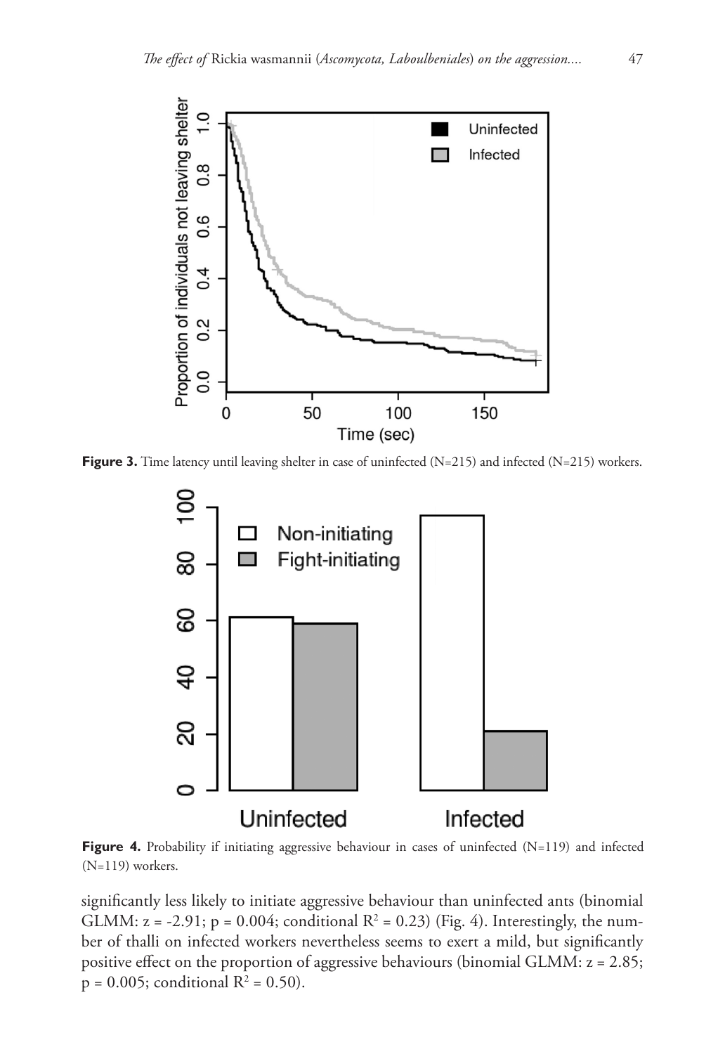**Figure 3.** Time latency until leaving shelter in case of uninfected (N=215) and infected (N=215) workers.

**Figure 4.** Probability if initiating aggressive behaviour in cases of uninfected (N=119) and infected (N=119) workers.

significantly less likely to initiate aggressive behaviour than uninfected ants (binomial GLMM: $z = -2.91$; $p = 0.004$; conditional $R^2 = 0.23$) (Fig. 4). Interestingly, the number of thalli on infected workers nevertheless seems to exert a mild, but significantly positive effect on the proportion of aggressive behaviours (binomial GLMM: $z = 2.85$; $p = 0.005$; conditional $R^2 = 0.50$).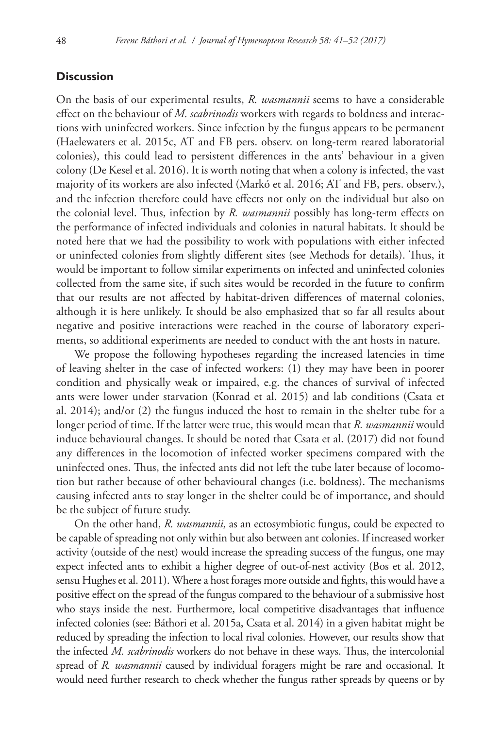## Discussion

On the basis of our experimental results, *R. wasmannii* seems to have a considerable effect on the behaviour of *M. scabrinodis* workers with regards to boldness and interactions with uninfected workers. Since infection by the fungus appears to be permanent (Haelewaters et al. 2015c, AT and FB pers. observ. on long-term reared laboratorial colonies), this could lead to persistent differences in the ants' behaviour in a given colony (De Kesel et al. 2016). It is worth noting that when a colony is infected, the vast majority of its workers are also infected (Markó et al. 2016; AT and FB, pers. observ.), and the infection therefore could have effects not only on the individual but also on the colonial level. Thus, infection by *R. wasmannii* possibly has long-term effects on the performance of infected individuals and colonies in natural habitats. It should be noted here that we had the possibility to work with populations with either infected or uninfected colonies from slightly different sites (see Methods for details). Thus, it would be important to follow similar experiments on infected and uninfected colonies collected from the same site, if such sites would be recorded in the future to confirm that our results are not affected by habitat-driven differences of maternal colonies, although it is here unlikely. It should be also emphasized that so far all results about negative and positive interactions were reached in the course of laboratory experiments, so additional experiments are needed to conduct with the ant hosts in nature.

We propose the following hypotheses regarding the increased latencies in time of leaving shelter in the case of infected workers: (1) they may have been in poorer condition and physically weak or impaired, e.g. the chances of survival of infected ants were lower under starvation (Konrad et al. 2015) and lab conditions (Csata et al. 2014); and/or (2) the fungus induced the host to remain in the shelter tube for a longer period of time. If the latter were true, this would mean that *R. wasmannii* would induce behavioural changes. It should be noted that Csata et al. (2017) did not found any differences in the locomotion of infected worker specimens compared with the uninfected ones. Thus, the infected ants did not left the tube later because of locomotion but rather because of other behavioural changes (i.e. boldness). The mechanisms causing infected ants to stay longer in the shelter could be of importance, and should be the subject of future study.

On the other hand, *R. wasmannii*, as an ectosymbiotic fungus, could be expected to be capable of spreading not only within but also between ant colonies. If increased worker activity (outside of the nest) would increase the spreading success of the fungus, one may expect infected ants to exhibit a higher degree of out-of-nest activity (Bos et al. 2012, sensu Hughes et al. 2011). Where a host forages more outside and fights, this would have a positive effect on the spread of the fungus compared to the behaviour of a submissive host who stays inside the nest. Furthermore, local competitive disadvantages that influence infected colonies (see: Báthori et al. 2015a, Csata et al. 2014) in a given habitat might be reduced by spreading the infection to local rival colonies. However, our results show that the infected *M. scabrinodis* workers do not behave in these ways. Thus, the intercolonial spread of *R. wasmannii* caused by individual foragers might be rare and occasional. It would need further research to check whether the fungus rather spreads by queens or by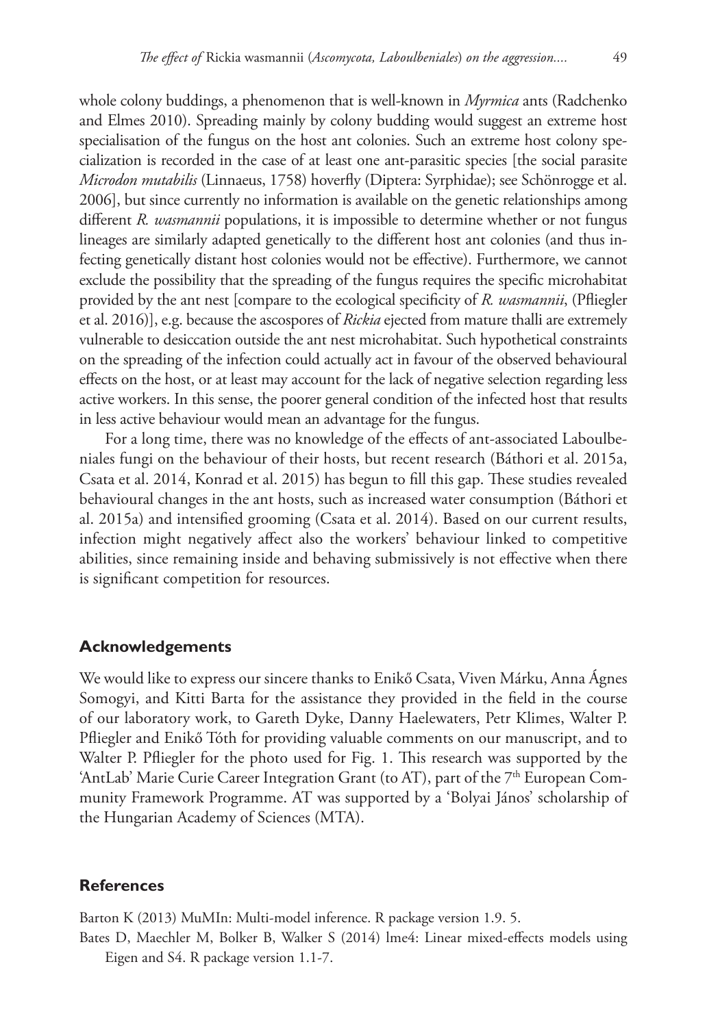whole colony buddings, a phenomenon that is well-known in *Myrmica* ants (Radchenko and Elmes 2010). Spreading mainly by colony budding would suggest an extreme host specialisation of the fungus on the host ant colonies. Such an extreme host colony specialization is recorded in the case of at least one ant-parasitic species [the social parasite *Microdon mutabilis* (Linnaeus, 1758) hoverfly (Diptera: Syrphidae); see Schönrogge et al. 2006], but since currently no information is available on the genetic relationships among different *R. wasmannii* populations, it is impossible to determine whether or not fungus lineages are similarly adapted genetically to the different host ant colonies (and thus infecting genetically distant host colonies would not be effective). Furthermore, we cannot exclude the possibility that the spreading of the fungus requires the specific microhabitat provided by the ant nest [compare to the ecological specificity of *R. wasmannii*, (Pfliegler et al. 2016)], e.g. because the ascospores of *Rickia* ejected from mature thalli are extremely vulnerable to desiccation outside the ant nest microhabitat. Such hypothetical constraints on the spreading of the infection could actually act in favour of the observed behavioural effects on the host, or at least may account for the lack of negative selection regarding less active workers. In this sense, the poorer general condition of the infected host that results in less active behaviour would mean an advantage for the fungus.

For a long time, there was no knowledge of the effects of ant-associated Laboulbeniales fungi on the behaviour of their hosts, but recent research (Báthori et al. 2015a, Csata et al. 2014, Konrad et al. 2015) has begun to fill this gap. These studies revealed behavioural changes in the ant hosts, such as increased water consumption (Báthori et al. 2015a) and intensified grooming (Csata et al. 2014). Based on our current results, infection might negatively affect also the workers' behaviour linked to competitive abilities, since remaining inside and behaving submissively is not effective when there is significant competition for resources.

## Acknowledgements

We would like to express our sincere thanks to Enikő Csata, Viven Márku, Anna Ágnes Somogyi, and Kitti Barta for the assistance they provided in the field in the course of our laboratory work, to Gareth Dyke, Danny Haelewaters, Petr Klimes, Walter P. Pfliegler and Enikő Tóth for providing valuable comments on our manuscript, and to Walter P. Pfliegler for the photo used for Fig. 1. This research was supported by the 'AntLab' Marie Curie Career Integration Grant (to AT), part of the 7th European Community Framework Programme. AT was supported by a 'Bolyai János' scholarship of the Hungarian Academy of Sciences (MTA).

## References

Barton K (2013) MuMIn: Multi-model inference. R package version 1.9. 5.

Bates D, Maechler M, Bolker B, Walker S (2014) lme4: Linear mixed-effects models using Eigen and S4. R package version 1.1-7.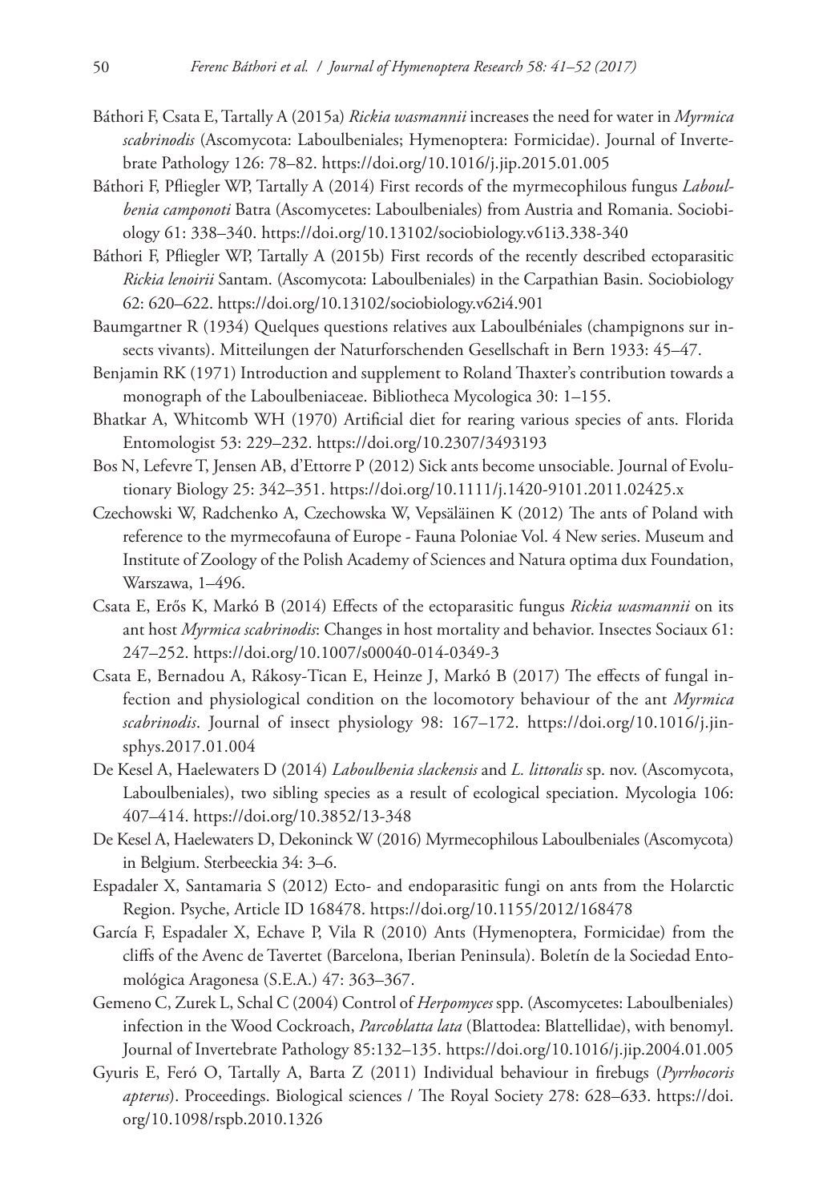Báthori F, Csata E, Tartally A (2015a) *Rickia wasmannii* increases the need for water in *Myrmica scabrinodis* (Ascomycota: Laboulbeniales; Hymenoptera: Formicidae). Journal of Invertebrate Pathology 126: 78–82. https://doi.org/10.1016/j.jip.2015.01.005

Báthori F, Pfliegler WP, Tartally A (2014) First records of the myrmecophilous fungus *Laboulbenia camponoti* Batra (Ascomycetes: Laboulbeniales) from Austria and Romania. Sociobiology 61: 338–340. https://doi.org/10.13102/sociobiology.v61i3.338-340

Báthori F, Pfliegler WP, Tartally A (2015b) First records of the recently described ectoparasitic *Rickia lenoirii* Santam. (Ascomycota: Laboulbeniales) in the Carpathian Basin. Sociobiology 62: 620–622. https://doi.org/10.13102/sociobiology.v62i4.901

Baumgartner R (1934) Quelques questions relatives aux Laboulbéniales (champignons sur insects vivants). Mitteilungen der Naturforschenden Gesellschaft in Bern 1933: 45–47.

Benjamin RK (1971) Introduction and supplement to Roland Thaxter's contribution towards a monograph of the Laboulbeniaceae. Bibliotheca Mycologica 30: 1–155.

Bhatkar A, Whitcomb WH (1970) Artificial diet for rearing various species of ants. Florida Entomologist 53: 229–232. https://doi.org/10.2307/3493193

Bos N, Lefevre T, Jensen AB, d'Ettorre P (2012) Sick ants become unsociable. Journal of Evolutionary Biology 25: 342–351. https://doi.org/10.1111/j.1420-9101.2011.02425.x

Czechowski W, Radchenko A, Czechowska W, Vepsäläinen K (2012) The ants of Poland with reference to the myrmecofauna of Europe - Fauna Poloniae Vol. 4 New series. Museum and Institute of Zoology of the Polish Academy of Sciences and Natura optima dux Foundation, Warszawa, 1–496.

Csata E, Erős K, Markó B (2014) Effects of the ectoparasitic fungus *Rickia wasmannii* on its ant host *Myrmica scabrinodis*: Changes in host mortality and behavior. Insectes Sociaux 61: 247–252. https://doi.org/10.1007/s00040-014-0349-3

Csata E, Bernadou A, Rákosy-Tican E, Heinze J, Markó B (2017) The effects of fungal infection and physiological condition on the locomotory behaviour of the ant *Myrmica scabrinodis*. Journal of insect physiology 98: 167–172. https://doi.org/10.1016/j.jinsphys.2017.01.004

De Kesel A, Haelewaters D (2014) *Laboulbenia slackensis* and *L. littoralis* sp. nov. (Ascomycota, Laboulbeniales), two sibling species as a result of ecological speciation. Mycologia 106: 407–414. https://doi.org/10.3852/13-348

De Kesel A, Haelewaters D, Dekoninck W (2016) Myrmecophilous Laboulbeniales (Ascomycota) in Belgium. Sterbeeckia 34: 3–6.

Espadaler X, Santamaria S (2012) Ecto- and endoparasitic fungi on ants from the Holarctic Region. Psyche, Article ID 168478. https://doi.org/10.1155/2012/168478

García F, Espadaler X, Echave P, Vila R (2010) Ants (Hymenoptera, Formicidae) from the cliffs of the Avenc de Tavertet (Barcelona, Iberian Peninsula). Boletín de la Sociedad Entomológica Aragonesa (S.E.A.) 47: 363–367.

Gemeno C, Zurek L, Schal C (2004) Control of *Herpomyces* spp. (Ascomycetes: Laboulbeniales) infection in the Wood Cockroach, *Parcoblatta lata* (Blattodea: Blattellidae), with benomyl. Journal of Invertebrate Pathology 85:132–135. https://doi.org/10.1016/j.jip.2004.01.005

Gyuris E, Feró O, Tartally A, Barta Z (2011) Individual behaviour in firebugs (*Pyrrhocoris apterus*). Proceedings. Biological sciences / The Royal Society 278: 628–633. https://doi.org/10.1098/rspb.2010.1326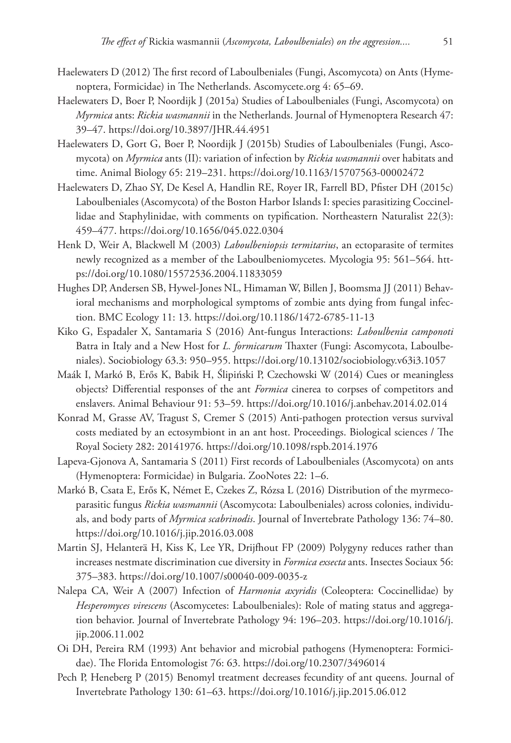Haelewaters D (2012) The first record of Laboulbeniales (Fungi, Ascomycota) on Ants (Hymenoptera, Formicidae) in The Netherlands. Ascomycete.org 4: 65–69.

Haelewaters D, Boer P, Noordijk J (2015a) Studies of Laboulbeniales (Fungi, Ascomycota) on *Myrmica* ants: *Rickia wasmannii* in the Netherlands. Journal of Hymenoptera Research 47: 39–47. https://doi.org/10.3897/JHR.44.4951

Haelewaters D, Gort G, Boer P, Noordijk J (2015b) Studies of Laboulbeniales (Fungi, Ascomycota) on *Myrmica* ants (II): variation of infection by *Rickia wasmannii* over habitats and time. Animal Biology 65: 219–231. https://doi.org/10.1163/15707563-00002472

Haelewaters D, Zhao SY, De Kesel A, Handlin RE, Royer IR, Farrell BD, Pfister DH (2015c) Laboulbeniales (Ascomycota) of the Boston Harbor Islands I: species parasitizing Coccinellidae and Staphylinidae, with comments on typification. Northeastern Naturalist 22(3): 459–477. https://doi.org/10.1656/045.022.0304

Henk D, Weir A, Blackwell M (2003) *Laboulbeniopsis termitarius*, an ectoparasite of termites newly recognized as a member of the Laboulbeniomycetes. Mycologia 95: 561–564. https://doi.org/10.1080/15572536.2004.11833059

Hughes DP, Andersen SB, Hywel-Jones NL, Himaman W, Billen J, Boomsma JJ (2011) Behavioral mechanisms and morphological symptoms of zombie ants dying from fungal infection. BMC Ecology 11: 13. https://doi.org/10.1186/1472-6785-11-13

Kiko G, Espadaler X, Santamaria S (2016) Ant-fungus Interactions: *Laboulbenia camponoti* Batra in Italy and a New Host for *L. formicarum* Thaxter (Fungi: Ascomycota, Laboulbeniales). Sociobiology 63.3: 950–955. https://doi.org/10.13102/sociobiology.v63i3.1057

Maák I, Markó B, Erős K, Babik H, Ślipiński P, Czechowski W (2014) Cues or meaningless objects? Differential responses of the ant *Formica* cinerea to corpses of competitors and enslavers. Animal Behaviour 91: 53–59. https://doi.org/10.1016/j.anbehav.2014.02.014

Konrad M, Grasse AV, Tragust S, Cremer S (2015) Anti-pathogen protection versus survival costs mediated by an ectosymbiont in an ant host. Proceedings. Biological sciences / The Royal Society 282: 20141976. https://doi.org/10.1098/rspb.2014.1976

Lapeva-Gjonova A, Santamaria S (2011) First records of Laboulbeniales (Ascomycota) on ants (Hymenoptera: Formicidae) in Bulgaria. ZooNotes 22: 1–6.

Markó B, Csata E, Erős K, Német E, Czekes Z, Rózsa L (2016) Distribution of the myrmecoparasitic fungus *Rickia wasmannii* (Ascomycota: Laboulbeniales) across colonies, individuals, and body parts of *Myrmica scabrinodis*. Journal of Invertebrate Pathology 136: 74–80. https://doi.org/10.1016/j.jip.2016.03.008

Martin SJ, Helanterä H, Kiss K, Lee YR, Drijfhout FP (2009) Polygyny reduces rather than increases nestmate discrimination cue diversity in *Formica exsecta* ants. Insectes Sociaux 56: 375–383. https://doi.org/10.1007/s00040-009-0035-z

Nalepa CA, Weir A (2007) Infection of *Harmonia axyridis* (Coleoptera: Coccinellidae) by *Hesperomyces virescens* (Ascomycetes: Laboulbeniales): Role of mating status and aggregation behavior. Journal of Invertebrate Pathology 94: 196–203. https://doi.org/10.1016/j.jip.2006.11.002

Oi DH, Pereira RM (1993) Ant behavior and microbial pathogens (Hymenoptera: Formicidae). The Florida Entomologist 76: 63. https://doi.org/10.2307/3496014

Pech P, Heneberg P (2015) Benomyl treatment decreases fecundity of ant queens. Journal of Invertebrate Pathology 130: 61–63. https://doi.org/10.1016/j.jip.2015.06.012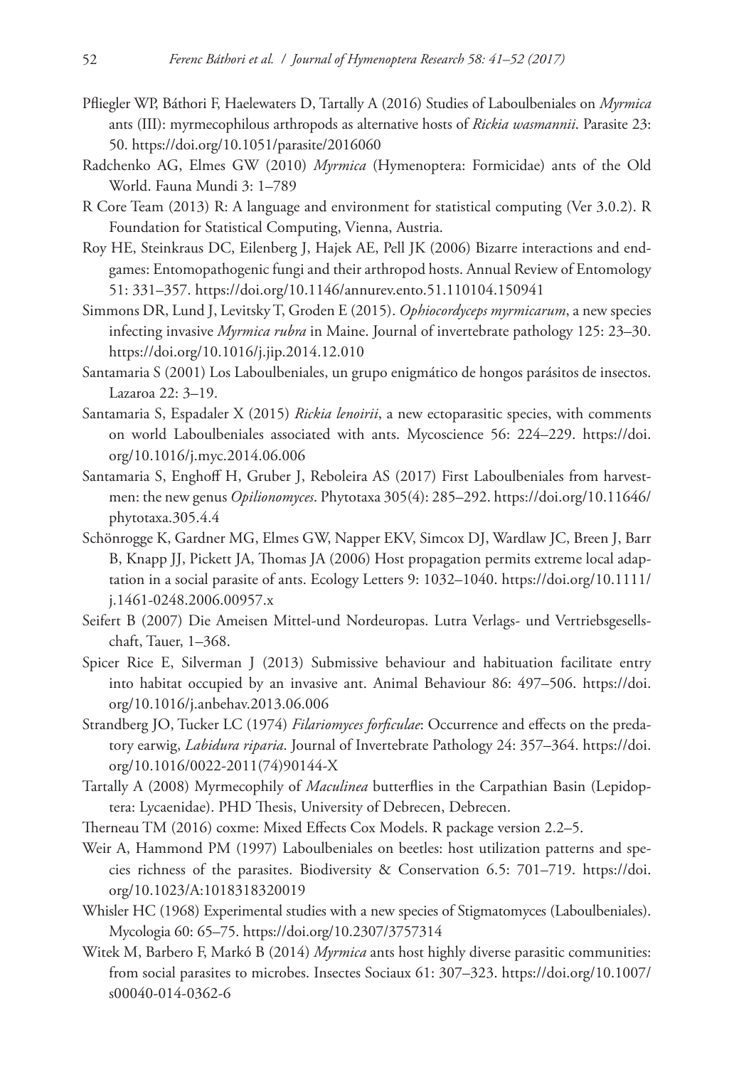Pfliegler WP, Báthori F, Haelewaters D, Tartally A (2016) Studies of Laboulbeniales on *Myrmica* ants (III): myrmecophilous arthropods as alternative hosts of *Rickia wasmannii*. Parasite 23: 50. https://doi.org/10.1051/parasite/2016060

Radchenko AG, Elmes GW (2010) *Myrmica* (Hymenoptera: Formicidae) ants of the Old World. Fauna Mundi 3: 1–789

R Core Team (2013) R: A language and environment for statistical computing (Ver 3.0.2). R Foundation for Statistical Computing, Vienna, Austria.

Roy HE, Steinkraus DC, Eilenberg J, Hajek AE, Pell JK (2006) Bizarre interactions and endgames: Entomopathogenic fungi and their arthropod hosts. Annual Review of Entomology 51: 331–357. https://doi.org/10.1146/annurev.ento.51.110104.150941

Simmons DR, Lund J, Levitsky T, Groden E (2015). *Ophiocordyceps myrmicarum*, a new species infecting invasive *Myrmica rubra* in Maine. Journal of invertebrate pathology 125: 23–30. https://doi.org/10.1016/j.jip.2014.12.010

Santamaria S (2001) Los Laboulbeniales, un grupo enigmático de hongos parásitos de insectos. Lazaroa 22: 3–19.

Santamaria S, Espadaler X (2015) *Rickia lenoirii*, a new ectoparasitic species, with comments on world Laboulbeniales associated with ants. Mycoscience 56: 224–229. https://doi.org/10.1016/j.myc.2014.06.006

Santamaria S, Enghoff H, Gruber J, Reboleira AS (2017) First Laboulbeniales from harvestmen: the new genus *Opilionomyces*. Phytotaxa 305(4): 285–292. https://doi.org/10.11646/phytotaxa.305.4.4

Schönrogge K, Gardner MG, Elmes GW, Napper EKV, Simcox DJ, Wardlaw JC, Breen J, Barr B, Knapp JJ, Pickett JA, Thomas JA (2006) Host propagation permits extreme local adaptation in a social parasite of ants. Ecology Letters 9: 1032–1040. https://doi.org/10.1111/j.1461-0248.2006.00957.x

Seifert B (2007) Die Ameisen Mittel-und Nordeuropas. Lutra Verlags- und Vertriebsgesellschaft, Tauer, 1–368.

Spicer Rice E, Silverman J (2013) Submissive behaviour and habituation facilitate entry into habitat occupied by an invasive ant. Animal Behaviour 86: 497–506. https://doi.org/10.1016/j.anbehav.2013.06.006

Strandberg JO, Tucker LC (1974) *Filariomyces forficulae*: Occurrence and effects on the predatory earwig, *Labidura riparia*. Journal of Invertebrate Pathology 24: 357–364. https://doi.org/10.1016/0022-2011(74)90144-X

Tartally A (2008) Myrmecophily of *Maculinea* butterflies in the Carpathian Basin (Lepidoptera: Lycaenidae). PHD Thesis, University of Debrecen, Debrecen.

Therneau TM (2016) coxme: Mixed Effects Cox Models. R package version 2.2–5.

Weir A, Hammond PM (1997) Laboulbeniales on beetles: host utilization patterns and species richness of the parasites. Biodiversity & Conservation 6.5: 701–719. https://doi.org/10.1023/A:1018318320019

Whisler HC (1968) Experimental studies with a new species of Stigmatomyces (Laboulbeniales). Mycologia 60: 65–75. https://doi.org/10.2307/3757314

Witek M, Barbero F, Markó B (2014) *Myrmica* ants host highly diverse parasitic communities: from social parasites to microbes. Insectes Sociaux 61: 307–323. https://doi.org/10.1007/s00040-014-0362-6